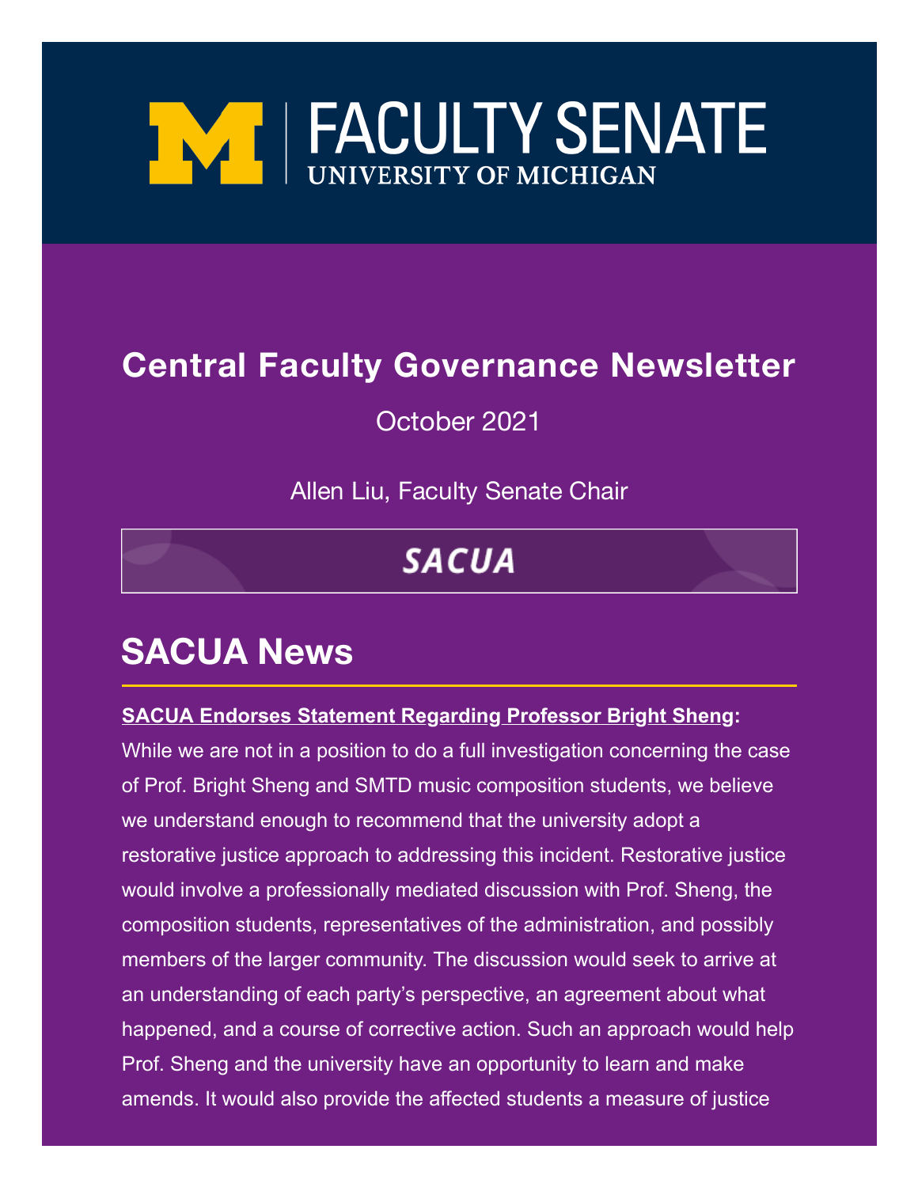# FACULTY SENATE

UNIVERSITY OF MICHIGAN

## Central Faculty Governance Newsletter

October 2021

Allen Liu, Faculty Senate Chair

**SACUA**

## SACUA News

**SACUA Endorses Statement Regarding Professor Bright Sheng:** While we are not in a position to do a full investigation concerning the case of Prof. Bright Sheng and SMTD music composition students, we believe we understand enough to recommend that the university adopt a restorative justice approach to addressing this incident. Restorative justice would involve a professionally mediated discussion with Prof. Sheng, the composition students, representatives of the administration, and possibly members of the larger community. The discussion would seek to arrive at an understanding of each party's perspective, an agreement about what happened, and a course of corrective action. Such an approach would help Prof. Sheng and the university have an opportunity to learn and make amends. It would also provide the affected students a measure of justice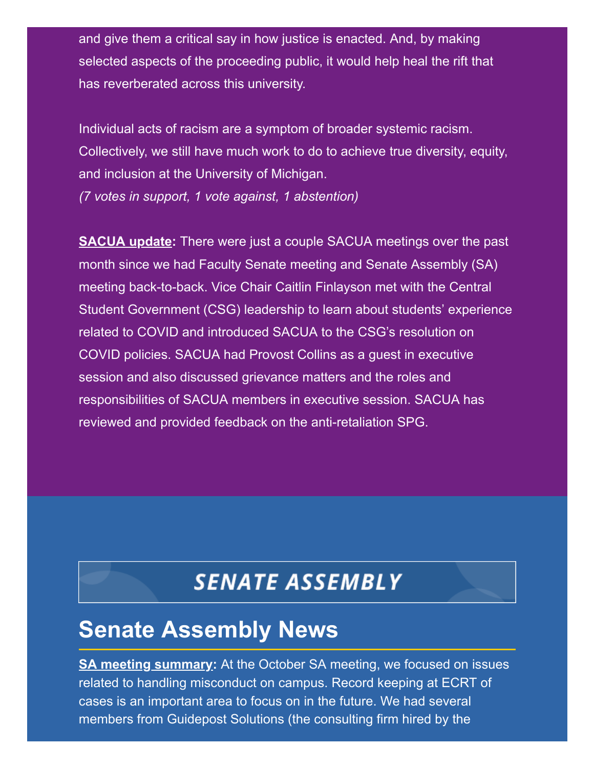and give them a critical say in how justice is enacted. And, by making selected aspects of the proceeding public, it would help heal the rift that has reverberated across this university.

Individual acts of racism are a symptom of broader systemic racism. Collectively, we still have much work to do to achieve true diversity, equity, and inclusion at the University of Michigan.
*(7 votes in support, 1 vote against, 1 abstention)*

**SACUA update:** There were just a couple SACUA meetings over the past month since we had Faculty Senate meeting and Senate Assembly (SA) meeting back-to-back. Vice Chair Caitlin Finlayson met with the Central Student Government (CSG) leadership to learn about students' experience related to COVID and introduced SACUA to the CSG's resolution on COVID policies. SACUA had Provost Collins as a guest in executive session and also discussed grievance matters and the roles and responsibilities of SACUA members in executive session. SACUA has reviewed and provided feedback on the anti-retaliation SPG.

SENATE ASSEMBLY

# Senate Assembly News

**SA meeting summary:** At the October SA meeting, we focused on issues related to handling misconduct on campus. Record keeping at ECRT of cases is an important area to focus on in the future. We had several members from Guidepost Solutions (the consulting firm hired by the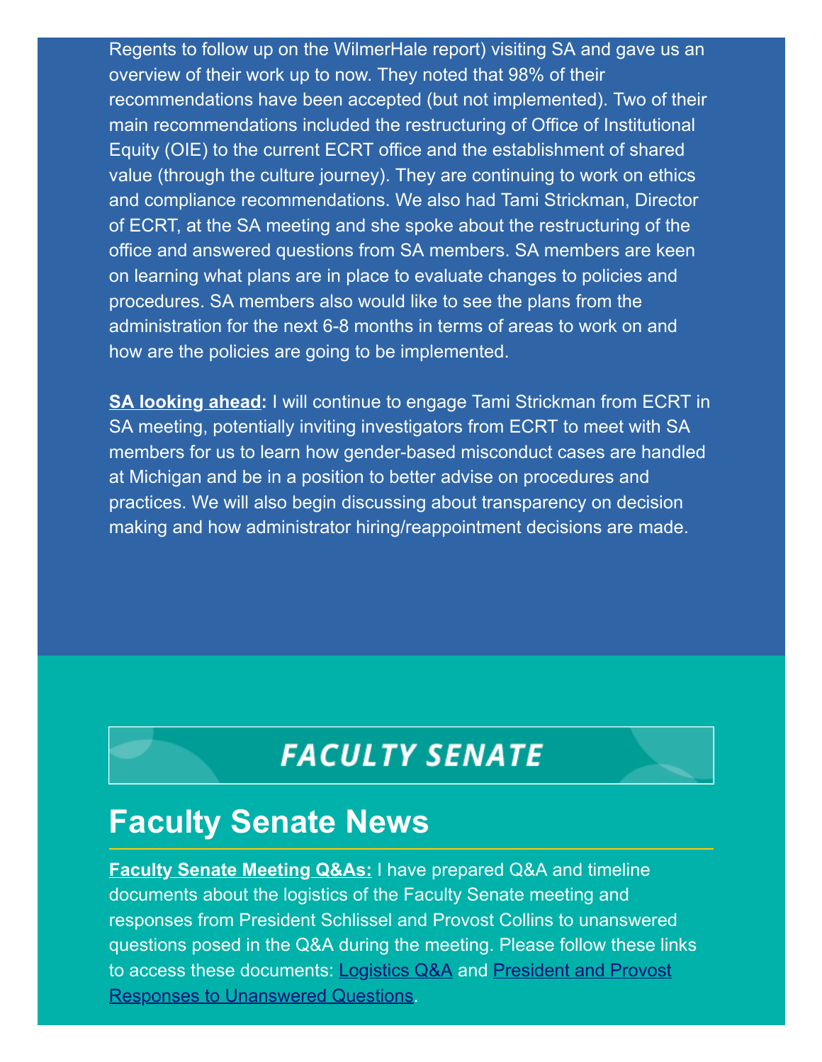Regents to follow up on the WilmerHale report) visiting SA and gave us an overview of their work up to now. They noted that 98% of their recommendations have been accepted (but not implemented). Two of their main recommendations included the restructuring of Office of Institutional Equity (OIE) to the current ECRT office and the establishment of shared value (through the culture journey). They are continuing to work on ethics and compliance recommendations. We also had Tami Strickman, Director of ECRT, at the SA meeting and she spoke about the restructuring of the office and answered questions from SA members. SA members are keen on learning what plans are in place to evaluate changes to policies and procedures. SA members also would like to see the plans from the administration for the next 6-8 months in terms of areas to work on and how are the policies are going to be implemented.

**SA looking ahead:** I will continue to engage Tami Strickman from ECRT in SA meeting, potentially inviting investigators from ECRT to meet with SA members for us to learn how gender-based misconduct cases are handled at Michigan and be in a position to better advise on procedures and practices. We will also begin discussing about transparency on decision making and how administrator hiring/reappointment decisions are made.

FACULTY SENATE

# Faculty Senate News

**Faculty Senate Meeting Q&As:** I have prepared Q&A and timeline documents about the logistics of the Faculty Senate meeting and responses from President Schlissel and Provost Collins to unanswered questions posed in the Q&A during the meeting. Please follow these links to access these documents: Logistics Q&A and President and Provost Responses to Unanswered Questions.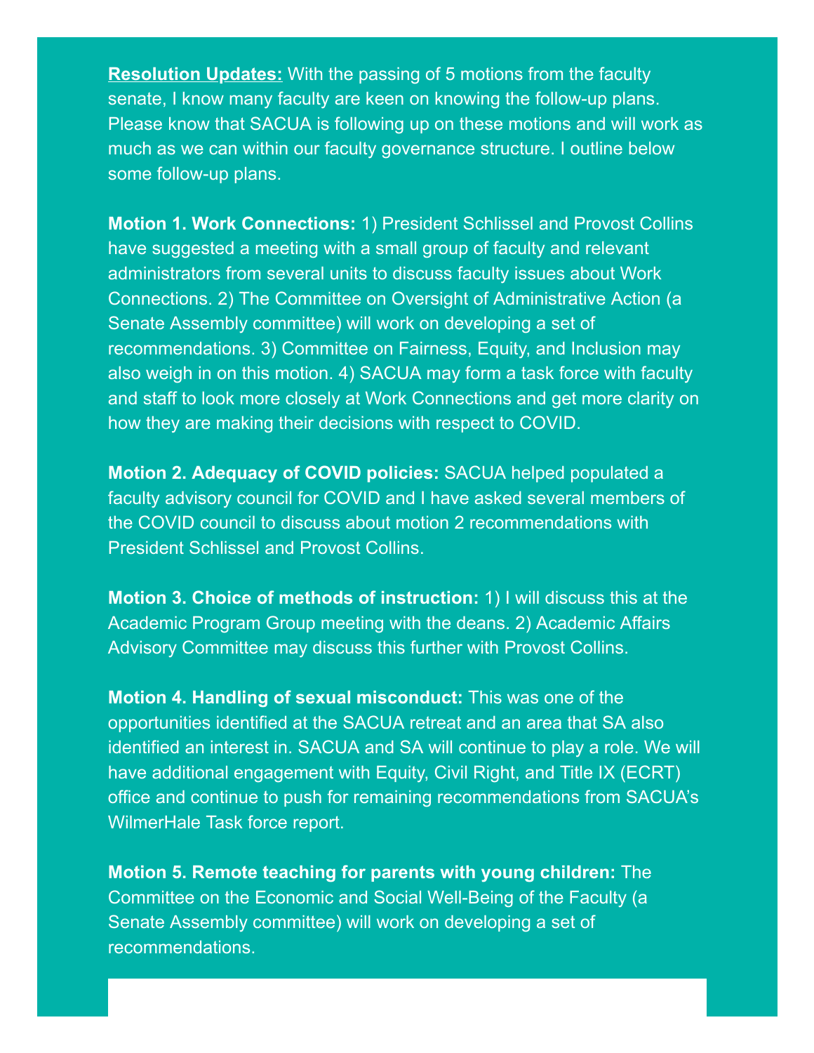**Resolution Updates:** With the passing of 5 motions from the faculty senate, I know many faculty are keen on knowing the follow-up plans. Please know that SACUA is following up on these motions and will work as much as we can within our faculty governance structure. I outline below some follow-up plans.

**Motion 1. Work Connections:** 1) President Schlissel and Provost Collins have suggested a meeting with a small group of faculty and relevant administrators from several units to discuss faculty issues about Work Connections. 2) The Committee on Oversight of Administrative Action (a Senate Assembly committee) will work on developing a set of recommendations. 3) Committee on Fairness, Equity, and Inclusion may also weigh in on this motion. 4) SACUA may form a task force with faculty and staff to look more closely at Work Connections and get more clarity on how they are making their decisions with respect to COVID.

**Motion 2. Adequacy of COVID policies:** SACUA helped populated a faculty advisory council for COVID and I have asked several members of the COVID council to discuss about motion 2 recommendations with President Schlissel and Provost Collins.

**Motion 3. Choice of methods of instruction:** 1) I will discuss this at the Academic Program Group meeting with the deans. 2) Academic Affairs Advisory Committee may discuss this further with Provost Collins.

**Motion 4. Handling of sexual misconduct:** This was one of the opportunities identified at the SACUA retreat and an area that SA also identified an interest in. SACUA and SA will continue to play a role. We will have additional engagement with Equity, Civil Right, and Title IX (ECRT) office and continue to push for remaining recommendations from SACUA's WilmerHale Task force report.

**Motion 5. Remote teaching for parents with young children:** The Committee on the Economic and Social Well-Being of the Faculty (a Senate Assembly committee) will work on developing a set of recommendations.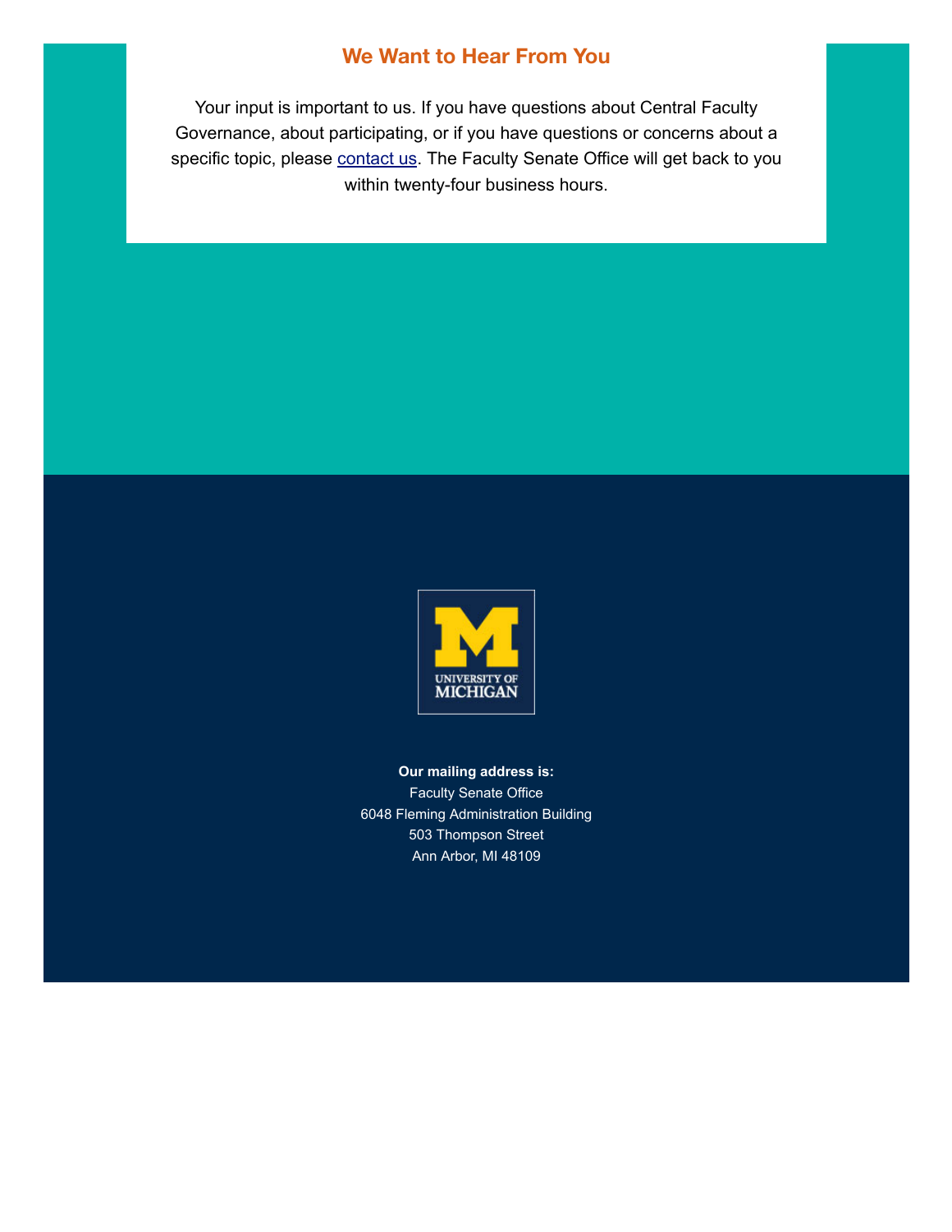## We Want to Hear From You

Your input is important to us. If you have questions about Central Faculty Governance, about participating, or if you have questions or concerns about a specific topic, please contact us. The Faculty Senate Office will get back to you within twenty-four business hours.

**Our mailing address is:**
Faculty Senate Office
6048 Fleming Administration Building
503 Thompson Street
Ann Arbor, MI 48109